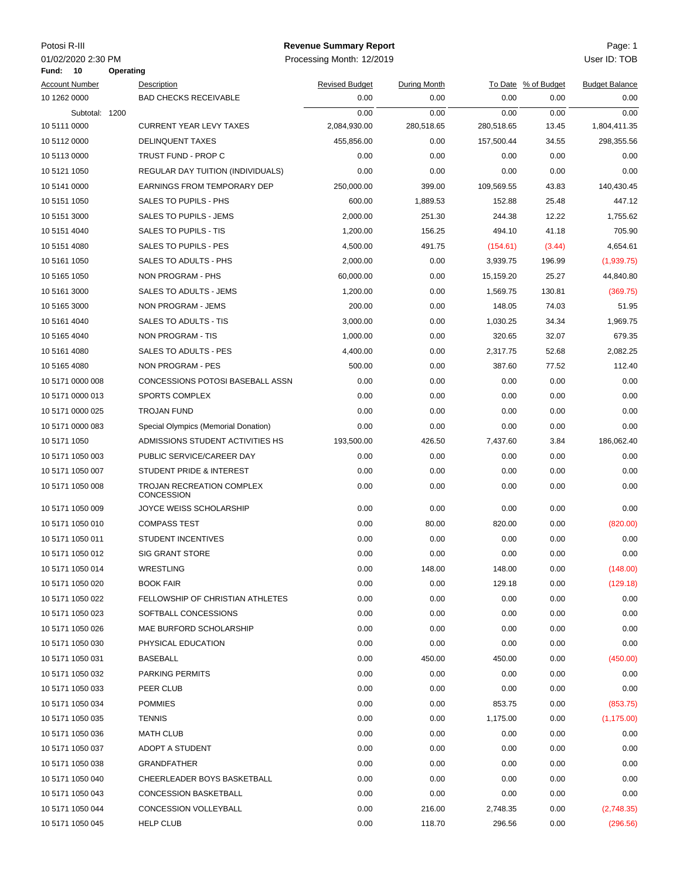Potosi R-III

01/02/2020 2:30 PM

# Revenue Summary Report

Processing Month: 12/2019

User ID: TOB

**Fund: 10 Operating**

| Account Number | Description | Revised Budget | During Month | To Date | % of Budget | Budget Balance |
|---|---|---|---|---|---|---|
| 10 1262 0000 | BAD CHECKS RECEIVABLE | 0.00 | 0.00 | 0.00 | 0.00 | 0.00 |
| Subtotal: 1200 | | 0.00 | 0.00 | 0.00 | 0.00 | 0.00 |
| 10 5111 0000 | CURRENT YEAR LEVY TAXES | 2,084,930.00 | 280,518.65 | 280,518.65 | 13.45 | 1,804,411.35 |
| 10 5112 0000 | DELINQUENT TAXES | 455,856.00 | 0.00 | 157,500.44 | 34.55 | 298,355.56 |
| 10 5113 0000 | TRUST FUND - PROP C | 0.00 | 0.00 | 0.00 | 0.00 | 0.00 |
| 10 5121 1050 | REGULAR DAY TUITION (INDIVIDUALS) | 0.00 | 0.00 | 0.00 | 0.00 | 0.00 |
| 10 5141 0000 | EARNINGS FROM TEMPORARY DEP | 250,000.00 | 399.00 | 109,569.55 | 43.83 | 140,430.45 |
| 10 5151 1050 | SALES TO PUPILS - PHS | 600.00 | 1,889.53 | 152.88 | 25.48 | 447.12 |
| 10 5151 3000 | SALES TO PUPILS - JEMS | 2,000.00 | 251.30 | 244.38 | 12.22 | 1,755.62 |
| 10 5151 4040 | SALES TO PUPILS - TIS | 1,200.00 | 156.25 | 494.10 | 41.18 | 705.90 |
| 10 5151 4080 | SALES TO PUPILS - PES | 4,500.00 | 491.75 | (154.61) | (3.44) | 4,654.61 |
| 10 5161 1050 | SALES TO ADULTS - PHS | 2,000.00 | 0.00 | 3,939.75 | 196.99 | (1,939.75) |
| 10 5165 1050 | NON PROGRAM - PHS | 60,000.00 | 0.00 | 15,159.20 | 25.27 | 44,840.80 |
| 10 5161 3000 | SALES TO ADULTS - JEMS | 1,200.00 | 0.00 | 1,569.75 | 130.81 | (369.75) |
| 10 5165 3000 | NON PROGRAM - JEMS | 200.00 | 0.00 | 148.05 | 74.03 | 51.95 |
| 10 5161 4040 | SALES TO ADULTS - TIS | 3,000.00 | 0.00 | 1,030.25 | 34.34 | 1,969.75 |
| 10 5165 4040 | NON PROGRAM - TIS | 1,000.00 | 0.00 | 320.65 | 32.07 | 679.35 |
| 10 5161 4080 | SALES TO ADULTS - PES | 4,400.00 | 0.00 | 2,317.75 | 52.68 | 2,082.25 |
| 10 5165 4080 | NON PROGRAM - PES | 500.00 | 0.00 | 387.60 | 77.52 | 112.40 |
| 10 5171 0000 008 | CONCESSIONS POTOSI BASEBALL ASSN | 0.00 | 0.00 | 0.00 | 0.00 | 0.00 |
| 10 5171 0000 013 | SPORTS COMPLEX | 0.00 | 0.00 | 0.00 | 0.00 | 0.00 |
| 10 5171 0000 025 | TROJAN FUND | 0.00 | 0.00 | 0.00 | 0.00 | 0.00 |
| 10 5171 0000 083 | Special Olympics (Memorial Donation) | 0.00 | 0.00 | 0.00 | 0.00 | 0.00 |
| 10 5171 1050 | ADMISSIONS STUDENT ACTIVITIES HS | 193,500.00 | 426.50 | 7,437.60 | 3.84 | 186,062.40 |
| 10 5171 1050 003 | PUBLIC SERVICE/CAREER DAY | 0.00 | 0.00 | 0.00 | 0.00 | 0.00 |
| 10 5171 1050 007 | STUDENT PRIDE & INTEREST | 0.00 | 0.00 | 0.00 | 0.00 | 0.00 |
| 10 5171 1050 008 | TROJAN RECREATION COMPLEX CONCESSION | 0.00 | 0.00 | 0.00 | 0.00 | 0.00 |
| 10 5171 1050 009 | JOYCE WEISS SCHOLARSHIP | 0.00 | 0.00 | 0.00 | 0.00 | 0.00 |
| 10 5171 1050 010 | COMPASS TEST | 0.00 | 80.00 | 820.00 | 0.00 | (820.00) |
| 10 5171 1050 011 | STUDENT INCENTIVES | 0.00 | 0.00 | 0.00 | 0.00 | 0.00 |
| 10 5171 1050 012 | SIG GRANT STORE | 0.00 | 0.00 | 0.00 | 0.00 | 0.00 |
| 10 5171 1050 014 | WRESTLING | 0.00 | 148.00 | 148.00 | 0.00 | (148.00) |
| 10 5171 1050 020 | BOOK FAIR | 0.00 | 0.00 | 129.18 | 0.00 | (129.18) |
| 10 5171 1050 022 | FELLOWSHIP OF CHRISTIAN ATHLETES | 0.00 | 0.00 | 0.00 | 0.00 | 0.00 |
| 10 5171 1050 023 | SOFTBALL CONCESSIONS | 0.00 | 0.00 | 0.00 | 0.00 | 0.00 |
| 10 5171 1050 026 | MAE BURFORD SCHOLARSHIP | 0.00 | 0.00 | 0.00 | 0.00 | 0.00 |
| 10 5171 1050 030 | PHYSICAL EDUCATION | 0.00 | 0.00 | 0.00 | 0.00 | 0.00 |
| 10 5171 1050 031 | BASEBALL | 0.00 | 450.00 | 450.00 | 0.00 | (450.00) |
| 10 5171 1050 032 | PARKING PERMITS | 0.00 | 0.00 | 0.00 | 0.00 | 0.00 |
| 10 5171 1050 033 | PEER CLUB | 0.00 | 0.00 | 0.00 | 0.00 | 0.00 |
| 10 5171 1050 034 | POMMIES | 0.00 | 0.00 | 853.75 | 0.00 | (853.75) |
| 10 5171 1050 035 | TENNIS | 0.00 | 0.00 | 1,175.00 | 0.00 | (1,175.00) |
| 10 5171 1050 036 | MATH CLUB | 0.00 | 0.00 | 0.00 | 0.00 | 0.00 |
| 10 5171 1050 037 | ADOPT A STUDENT | 0.00 | 0.00 | 0.00 | 0.00 | 0.00 |
| 10 5171 1050 038 | GRANDFATHER | 0.00 | 0.00 | 0.00 | 0.00 | 0.00 |
| 10 5171 1050 040 | CHEERLEADER BOYS BASKETBALL | 0.00 | 0.00 | 0.00 | 0.00 | 0.00 |
| 10 5171 1050 043 | CONCESSION BASKETBALL | 0.00 | 0.00 | 0.00 | 0.00 | 0.00 |
| 10 5171 1050 044 | CONCESSION VOLLEYBALL | 0.00 | 216.00 | 2,748.35 | 0.00 | (2,748.35) |
| 10 5171 1050 045 | HELP CLUB | 0.00 | 118.70 | 296.56 | 0.00 | (296.56) |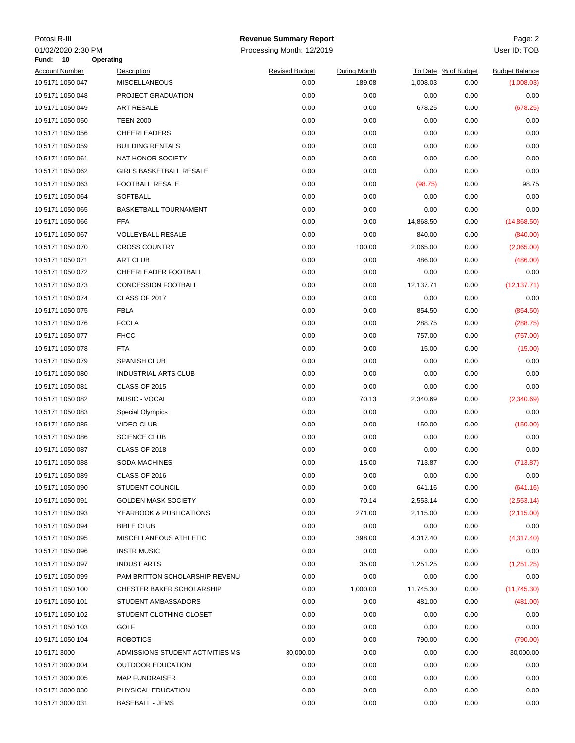Potosi R-III
01/02/2020 2:30 PM

**Revenue Summary Report**
Processing Month: 12/2019

Page: 2
User ID: TOB

**Fund: 10 Operating**

| Account Number | Description | Revised Budget | During Month | To Date | % of Budget | Budget Balance |
|---|---|---|---|---|---|---|
| 10 5171 1050 047 | MISCELLANEOUS | 0.00 | 189.08 | 1,008.03 | 0.00 | (1,008.03) |
| 10 5171 1050 048 | PROJECT GRADUATION | 0.00 | 0.00 | 0.00 | 0.00 | 0.00 |
| 10 5171 1050 049 | ART RESALE | 0.00 | 0.00 | 678.25 | 0.00 | (678.25) |
| 10 5171 1050 050 | TEEN 2000 | 0.00 | 0.00 | 0.00 | 0.00 | 0.00 |
| 10 5171 1050 056 | CHEERLEADERS | 0.00 | 0.00 | 0.00 | 0.00 | 0.00 |
| 10 5171 1050 059 | BUILDING RENTALS | 0.00 | 0.00 | 0.00 | 0.00 | 0.00 |
| 10 5171 1050 061 | NAT HONOR SOCIETY | 0.00 | 0.00 | 0.00 | 0.00 | 0.00 |
| 10 5171 1050 062 | GIRLS BASKETBALL RESALE | 0.00 | 0.00 | 0.00 | 0.00 | 0.00 |
| 10 5171 1050 063 | FOOTBALL RESALE | 0.00 | 0.00 | (98.75) | 0.00 | 98.75 |
| 10 5171 1050 064 | SOFTBALL | 0.00 | 0.00 | 0.00 | 0.00 | 0.00 |
| 10 5171 1050 065 | BASKETBALL TOURNAMENT | 0.00 | 0.00 | 0.00 | 0.00 | 0.00 |
| 10 5171 1050 066 | FFA | 0.00 | 0.00 | 14,868.50 | 0.00 | (14,868.50) |
| 10 5171 1050 067 | VOLLEYBALL RESALE | 0.00 | 0.00 | 840.00 | 0.00 | (840.00) |
| 10 5171 1050 070 | CROSS COUNTRY | 0.00 | 100.00 | 2,065.00 | 0.00 | (2,065.00) |
| 10 5171 1050 071 | ART CLUB | 0.00 | 0.00 | 486.00 | 0.00 | (486.00) |
| 10 5171 1050 072 | CHEERLEADER FOOTBALL | 0.00 | 0.00 | 0.00 | 0.00 | 0.00 |
| 10 5171 1050 073 | CONCESSION FOOTBALL | 0.00 | 0.00 | 12,137.71 | 0.00 | (12,137.71) |
| 10 5171 1050 074 | CLASS OF 2017 | 0.00 | 0.00 | 0.00 | 0.00 | 0.00 |
| 10 5171 1050 075 | FBLA | 0.00 | 0.00 | 854.50 | 0.00 | (854.50) |
| 10 5171 1050 076 | FCCLA | 0.00 | 0.00 | 288.75 | 0.00 | (288.75) |
| 10 5171 1050 077 | FHCC | 0.00 | 0.00 | 757.00 | 0.00 | (757.00) |
| 10 5171 1050 078 | FTA | 0.00 | 0.00 | 15.00 | 0.00 | (15.00) |
| 10 5171 1050 079 | SPANISH CLUB | 0.00 | 0.00 | 0.00 | 0.00 | 0.00 |
| 10 5171 1050 080 | INDUSTRIAL ARTS CLUB | 0.00 | 0.00 | 0.00 | 0.00 | 0.00 |
| 10 5171 1050 081 | CLASS OF 2015 | 0.00 | 0.00 | 0.00 | 0.00 | 0.00 |
| 10 5171 1050 082 | MUSIC - VOCAL | 0.00 | 70.13 | 2,340.69 | 0.00 | (2,340.69) |
| 10 5171 1050 083 | Special Olympics | 0.00 | 0.00 | 0.00 | 0.00 | 0.00 |
| 10 5171 1050 085 | VIDEO CLUB | 0.00 | 0.00 | 150.00 | 0.00 | (150.00) |
| 10 5171 1050 086 | SCIENCE CLUB | 0.00 | 0.00 | 0.00 | 0.00 | 0.00 |
| 10 5171 1050 087 | CLASS OF 2018 | 0.00 | 0.00 | 0.00 | 0.00 | 0.00 |
| 10 5171 1050 088 | SODA MACHINES | 0.00 | 15.00 | 713.87 | 0.00 | (713.87) |
| 10 5171 1050 089 | CLASS OF 2016 | 0.00 | 0.00 | 0.00 | 0.00 | 0.00 |
| 10 5171 1050 090 | STUDENT COUNCIL | 0.00 | 0.00 | 641.16 | 0.00 | (641.16) |
| 10 5171 1050 091 | GOLDEN MASK SOCIETY | 0.00 | 70.14 | 2,553.14 | 0.00 | (2,553.14) |
| 10 5171 1050 093 | YEARBOOK & PUBLICATIONS | 0.00 | 271.00 | 2,115.00 | 0.00 | (2,115.00) |
| 10 5171 1050 094 | BIBLE CLUB | 0.00 | 0.00 | 0.00 | 0.00 | 0.00 |
| 10 5171 1050 095 | MISCELLANEOUS ATHLETIC | 0.00 | 398.00 | 4,317.40 | 0.00 | (4,317.40) |
| 10 5171 1050 096 | INSTR MUSIC | 0.00 | 0.00 | 0.00 | 0.00 | 0.00 |
| 10 5171 1050 097 | INDUST ARTS | 0.00 | 35.00 | 1,251.25 | 0.00 | (1,251.25) |
| 10 5171 1050 099 | PAM BRITTON SCHOLARSHIP REVENU | 0.00 | 0.00 | 0.00 | 0.00 | 0.00 |
| 10 5171 1050 100 | CHESTER BAKER SCHOLARSHIP | 0.00 | 1,000.00 | 11,745.30 | 0.00 | (11,745.30) |
| 10 5171 1050 101 | STUDENT AMBASSADORS | 0.00 | 0.00 | 481.00 | 0.00 | (481.00) |
| 10 5171 1050 102 | STUDENT CLOTHING CLOSET | 0.00 | 0.00 | 0.00 | 0.00 | 0.00 |
| 10 5171 1050 103 | GOLF | 0.00 | 0.00 | 0.00 | 0.00 | 0.00 |
| 10 5171 1050 104 | ROBOTICS | 0.00 | 0.00 | 790.00 | 0.00 | (790.00) |
| 10 5171 3000 | ADMISSIONS STUDENT ACTIVITIES MS | 30,000.00 | 0.00 | 0.00 | 0.00 | 30,000.00 |
| 10 5171 3000 004 | OUTDOOR EDUCATION | 0.00 | 0.00 | 0.00 | 0.00 | 0.00 |
| 10 5171 3000 005 | MAP FUNDRAISER | 0.00 | 0.00 | 0.00 | 0.00 | 0.00 |
| 10 5171 3000 030 | PHYSICAL EDUCATION | 0.00 | 0.00 | 0.00 | 0.00 | 0.00 |
| 10 5171 3000 031 | BASEBALL - JEMS | 0.00 | 0.00 | 0.00 | 0.00 | 0.00 |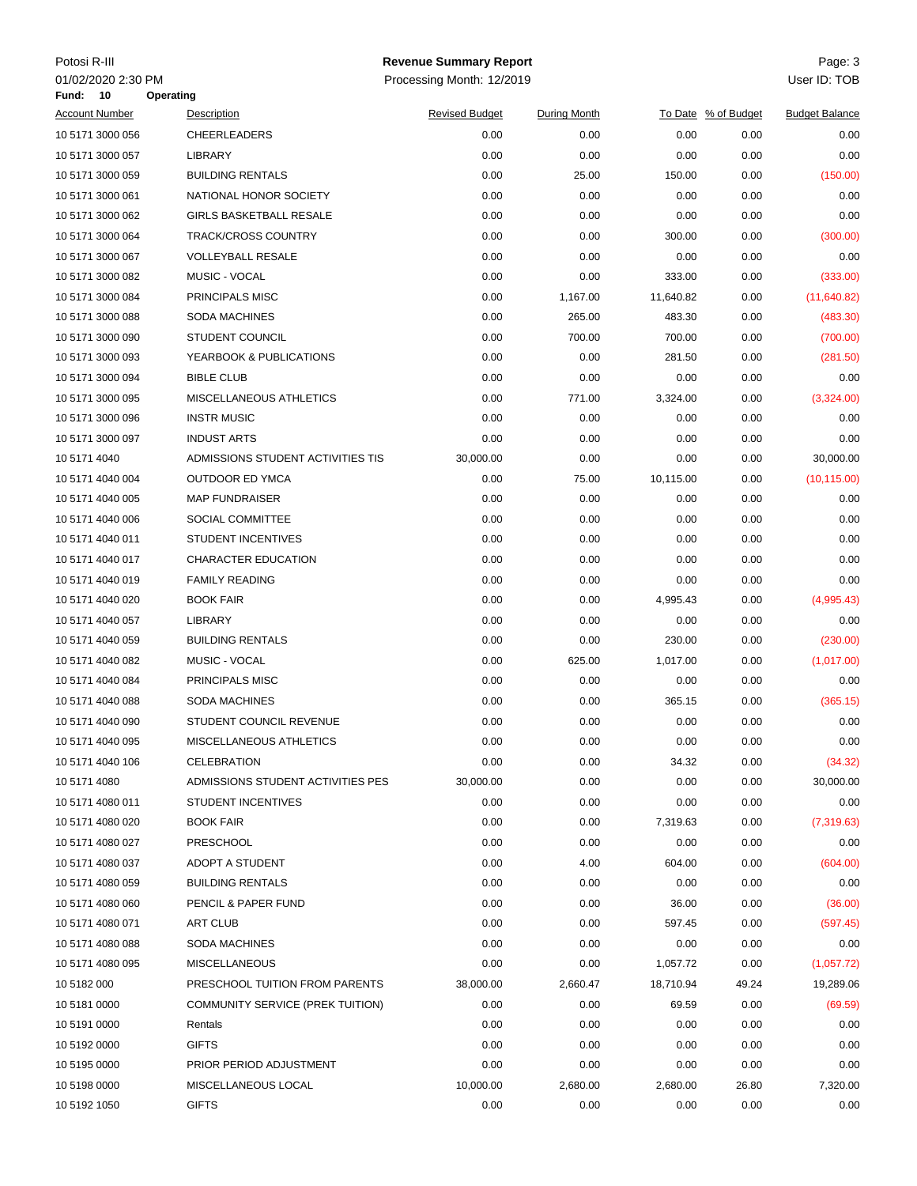Potosi R-III

01/02/2020 2:30 PM

**Revenue Summary Report**

Processing Month: 12/2019

User ID: TOB

**Fund: 10 Operating**

| Account Number | Description | Revised Budget | During Month | To Date | % of Budget | Budget Balance |
|---|---|---|---|---|---|---|
| 10 5171 3000 056 | CHEERLEADERS | 0.00 | 0.00 | 0.00 | 0.00 | 0.00 |
| 10 5171 3000 057 | LIBRARY | 0.00 | 0.00 | 0.00 | 0.00 | 0.00 |
| 10 5171 3000 059 | BUILDING RENTALS | 0.00 | 25.00 | 150.00 | 0.00 | (150.00) |
| 10 5171 3000 061 | NATIONAL HONOR SOCIETY | 0.00 | 0.00 | 0.00 | 0.00 | 0.00 |
| 10 5171 3000 062 | GIRLS BASKETBALL RESALE | 0.00 | 0.00 | 0.00 | 0.00 | 0.00 |
| 10 5171 3000 064 | TRACK/CROSS COUNTRY | 0.00 | 0.00 | 300.00 | 0.00 | (300.00) |
| 10 5171 3000 067 | VOLLEYBALL RESALE | 0.00 | 0.00 | 0.00 | 0.00 | 0.00 |
| 10 5171 3000 082 | MUSIC - VOCAL | 0.00 | 0.00 | 333.00 | 0.00 | (333.00) |
| 10 5171 3000 084 | PRINCIPALS MISC | 0.00 | 1,167.00 | 11,640.82 | 0.00 | (11,640.82) |
| 10 5171 3000 088 | SODA MACHINES | 0.00 | 265.00 | 483.30 | 0.00 | (483.30) |
| 10 5171 3000 090 | STUDENT COUNCIL | 0.00 | 700.00 | 700.00 | 0.00 | (700.00) |
| 10 5171 3000 093 | YEARBOOK & PUBLICATIONS | 0.00 | 0.00 | 281.50 | 0.00 | (281.50) |
| 10 5171 3000 094 | BIBLE CLUB | 0.00 | 0.00 | 0.00 | 0.00 | 0.00 |
| 10 5171 3000 095 | MISCELLANEOUS ATHLETICS | 0.00 | 771.00 | 3,324.00 | 0.00 | (3,324.00) |
| 10 5171 3000 096 | INSTR MUSIC | 0.00 | 0.00 | 0.00 | 0.00 | 0.00 |
| 10 5171 3000 097 | INDUST ARTS | 0.00 | 0.00 | 0.00 | 0.00 | 0.00 |
| 10 5171 4040 | ADMISSIONS STUDENT ACTIVITIES TIS | 30,000.00 | 0.00 | 0.00 | 0.00 | 30,000.00 |
| 10 5171 4040 004 | OUTDOOR ED YMCA | 0.00 | 75.00 | 10,115.00 | 0.00 | (10,115.00) |
| 10 5171 4040 005 | MAP FUNDRAISER | 0.00 | 0.00 | 0.00 | 0.00 | 0.00 |
| 10 5171 4040 006 | SOCIAL COMMITTEE | 0.00 | 0.00 | 0.00 | 0.00 | 0.00 |
| 10 5171 4040 011 | STUDENT INCENTIVES | 0.00 | 0.00 | 0.00 | 0.00 | 0.00 |
| 10 5171 4040 017 | CHARACTER EDUCATION | 0.00 | 0.00 | 0.00 | 0.00 | 0.00 |
| 10 5171 4040 019 | FAMILY READING | 0.00 | 0.00 | 0.00 | 0.00 | 0.00 |
| 10 5171 4040 020 | BOOK FAIR | 0.00 | 0.00 | 4,995.43 | 0.00 | (4,995.43) |
| 10 5171 4040 057 | LIBRARY | 0.00 | 0.00 | 0.00 | 0.00 | 0.00 |
| 10 5171 4040 059 | BUILDING RENTALS | 0.00 | 0.00 | 230.00 | 0.00 | (230.00) |
| 10 5171 4040 082 | MUSIC - VOCAL | 0.00 | 625.00 | 1,017.00 | 0.00 | (1,017.00) |
| 10 5171 4040 084 | PRINCIPALS MISC | 0.00 | 0.00 | 0.00 | 0.00 | 0.00 |
| 10 5171 4040 088 | SODA MACHINES | 0.00 | 0.00 | 365.15 | 0.00 | (365.15) |
| 10 5171 4040 090 | STUDENT COUNCIL REVENUE | 0.00 | 0.00 | 0.00 | 0.00 | 0.00 |
| 10 5171 4040 095 | MISCELLANEOUS ATHLETICS | 0.00 | 0.00 | 0.00 | 0.00 | 0.00 |
| 10 5171 4040 106 | CELEBRATION | 0.00 | 0.00 | 34.32 | 0.00 | (34.32) |
| 10 5171 4080 | ADMISSIONS STUDENT ACTIVITIES PES | 30,000.00 | 0.00 | 0.00 | 0.00 | 30,000.00 |
| 10 5171 4080 011 | STUDENT INCENTIVES | 0.00 | 0.00 | 0.00 | 0.00 | 0.00 |
| 10 5171 4080 020 | BOOK FAIR | 0.00 | 0.00 | 7,319.63 | 0.00 | (7,319.63) |
| 10 5171 4080 027 | PRESCHOOL | 0.00 | 0.00 | 0.00 | 0.00 | 0.00 |
| 10 5171 4080 037 | ADOPT A STUDENT | 0.00 | 4.00 | 604.00 | 0.00 | (604.00) |
| 10 5171 4080 059 | BUILDING RENTALS | 0.00 | 0.00 | 0.00 | 0.00 | 0.00 |
| 10 5171 4080 060 | PENCIL & PAPER FUND | 0.00 | 0.00 | 36.00 | 0.00 | (36.00) |
| 10 5171 4080 071 | ART CLUB | 0.00 | 0.00 | 597.45 | 0.00 | (597.45) |
| 10 5171 4080 088 | SODA MACHINES | 0.00 | 0.00 | 0.00 | 0.00 | 0.00 |
| 10 5171 4080 095 | MISCELLANEOUS | 0.00 | 0.00 | 1,057.72 | 0.00 | (1,057.72) |
| 10 5182 000 | PRESCHOOL TUITION FROM PARENTS | 38,000.00 | 2,660.47 | 18,710.94 | 49.24 | 19,289.06 |
| 10 5181 0000 | COMMUNITY SERVICE (PREK TUITION) | 0.00 | 0.00 | 69.59 | 0.00 | (69.59) |
| 10 5191 0000 | Rentals | 0.00 | 0.00 | 0.00 | 0.00 | 0.00 |
| 10 5192 0000 | GIFTS | 0.00 | 0.00 | 0.00 | 0.00 | 0.00 |
| 10 5195 0000 | PRIOR PERIOD ADJUSTMENT | 0.00 | 0.00 | 0.00 | 0.00 | 0.00 |
| 10 5198 0000 | MISCELLANEOUS LOCAL | 10,000.00 | 2,680.00 | 2,680.00 | 26.80 | 7,320.00 |
| 10 5192 1050 | GIFTS | 0.00 | 0.00 | 0.00 | 0.00 | 0.00 |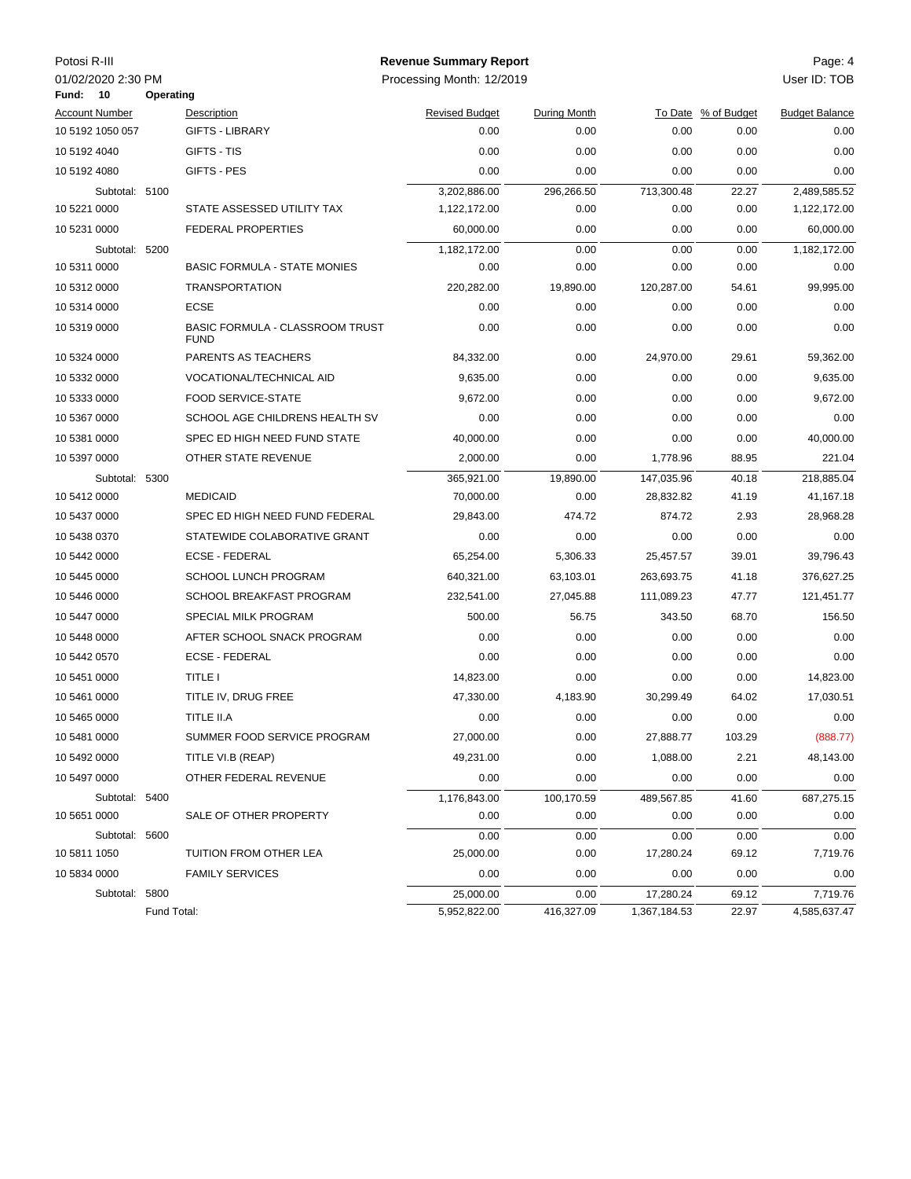Potosi R-III

01/02/2020 2:30 PM

**Revenue Summary Report**

Processing Month: 12/2019

User ID: TOB

**Fund: 10 Operating**

| Account Number | Description | Revised Budget | During Month | To Date | % of Budget | Budget Balance |
|---|---|---|---|---|---|---|
| 10 5192 1050 057 | GIFTS - LIBRARY | 0.00 | 0.00 | 0.00 | 0.00 | 0.00 |
| 10 5192 4040 | GIFTS - TIS | 0.00 | 0.00 | 0.00 | 0.00 | 0.00 |
| 10 5192 4080 | GIFTS - PES | 0.00 | 0.00 | 0.00 | 0.00 | 0.00 |
| Subtotal: 5100 | | 3,202,886.00 | 296,266.50 | 713,300.48 | 22.27 | 2,489,585.52 |
| 10 5221 0000 | STATE ASSESSED UTILITY TAX | 1,122,172.00 | 0.00 | 0.00 | 0.00 | 1,122,172.00 |
| 10 5231 0000 | FEDERAL PROPERTIES | 60,000.00 | 0.00 | 0.00 | 0.00 | 60,000.00 |
| Subtotal: 5200 | | 1,182,172.00 | 0.00 | 0.00 | 0.00 | 1,182,172.00 |
| 10 5311 0000 | BASIC FORMULA - STATE MONIES | 0.00 | 0.00 | 0.00 | 0.00 | 0.00 |
| 10 5312 0000 | TRANSPORTATION | 220,282.00 | 19,890.00 | 120,287.00 | 54.61 | 99,995.00 |
| 10 5314 0000 | ECSE | 0.00 | 0.00 | 0.00 | 0.00 | 0.00 |
| 10 5319 0000 | BASIC FORMULA - CLASSROOM TRUST FUND | 0.00 | 0.00 | 0.00 | 0.00 | 0.00 |
| 10 5324 0000 | PARENTS AS TEACHERS | 84,332.00 | 0.00 | 24,970.00 | 29.61 | 59,362.00 |
| 10 5332 0000 | VOCATIONAL/TECHNICAL AID | 9,635.00 | 0.00 | 0.00 | 0.00 | 9,635.00 |
| 10 5333 0000 | FOOD SERVICE-STATE | 9,672.00 | 0.00 | 0.00 | 0.00 | 9,672.00 |
| 10 5367 0000 | SCHOOL AGE CHILDRENS HEALTH SV | 0.00 | 0.00 | 0.00 | 0.00 | 0.00 |
| 10 5381 0000 | SPEC ED HIGH NEED FUND STATE | 40,000.00 | 0.00 | 0.00 | 0.00 | 40,000.00 |
| 10 5397 0000 | OTHER STATE REVENUE | 2,000.00 | 0.00 | 1,778.96 | 88.95 | 221.04 |
| Subtotal: 5300 | | 365,921.00 | 19,890.00 | 147,035.96 | 40.18 | 218,885.04 |
| 10 5412 0000 | MEDICAID | 70,000.00 | 0.00 | 28,832.82 | 41.19 | 41,167.18 |
| 10 5437 0000 | SPEC ED HIGH NEED FUND FEDERAL | 29,843.00 | 474.72 | 874.72 | 2.93 | 28,968.28 |
| 10 5438 0370 | STATEWIDE COLABORATIVE GRANT | 0.00 | 0.00 | 0.00 | 0.00 | 0.00 |
| 10 5442 0000 | ECSE - FEDERAL | 65,254.00 | 5,306.33 | 25,457.57 | 39.01 | 39,796.43 |
| 10 5445 0000 | SCHOOL LUNCH PROGRAM | 640,321.00 | 63,103.01 | 263,693.75 | 41.18 | 376,627.25 |
| 10 5446 0000 | SCHOOL BREAKFAST PROGRAM | 232,541.00 | 27,045.88 | 111,089.23 | 47.77 | 121,451.77 |
| 10 5447 0000 | SPECIAL MILK PROGRAM | 500.00 | 56.75 | 343.50 | 68.70 | 156.50 |
| 10 5448 0000 | AFTER SCHOOL SNACK PROGRAM | 0.00 | 0.00 | 0.00 | 0.00 | 0.00 |
| 10 5442 0570 | ECSE - FEDERAL | 0.00 | 0.00 | 0.00 | 0.00 | 0.00 |
| 10 5451 0000 | TITLE I | 14,823.00 | 0.00 | 0.00 | 0.00 | 14,823.00 |
| 10 5461 0000 | TITLE IV, DRUG FREE | 47,330.00 | 4,183.90 | 30,299.49 | 64.02 | 17,030.51 |
| 10 5465 0000 | TITLE II.A | 0.00 | 0.00 | 0.00 | 0.00 | 0.00 |
| 10 5481 0000 | SUMMER FOOD SERVICE PROGRAM | 27,000.00 | 0.00 | 27,888.77 | 103.29 | (888.77) |
| 10 5492 0000 | TITLE VI.B (REAP) | 49,231.00 | 0.00 | 1,088.00 | 2.21 | 48,143.00 |
| 10 5497 0000 | OTHER FEDERAL REVENUE | 0.00 | 0.00 | 0.00 | 0.00 | 0.00 |
| Subtotal: 5400 | | 1,176,843.00 | 100,170.59 | 489,567.85 | 41.60 | 687,275.15 |
| 10 5651 0000 | SALE OF OTHER PROPERTY | 0.00 | 0.00 | 0.00 | 0.00 | 0.00 |
| Subtotal: 5600 | | 0.00 | 0.00 | 0.00 | 0.00 | 0.00 |
| 10 5811 1050 | TUITION FROM OTHER LEA | 25,000.00 | 0.00 | 17,280.24 | 69.12 | 7,719.76 |
| 10 5834 0000 | FAMILY SERVICES | 0.00 | 0.00 | 0.00 | 0.00 | 0.00 |
| Subtotal: 5800 | | 25,000.00 | 0.00 | 17,280.24 | 69.12 | 7,719.76 |
| Fund Total: | | 5,952,822.00 | 416,327.09 | 1,367,184.53 | 22.97 | 4,585,637.47 |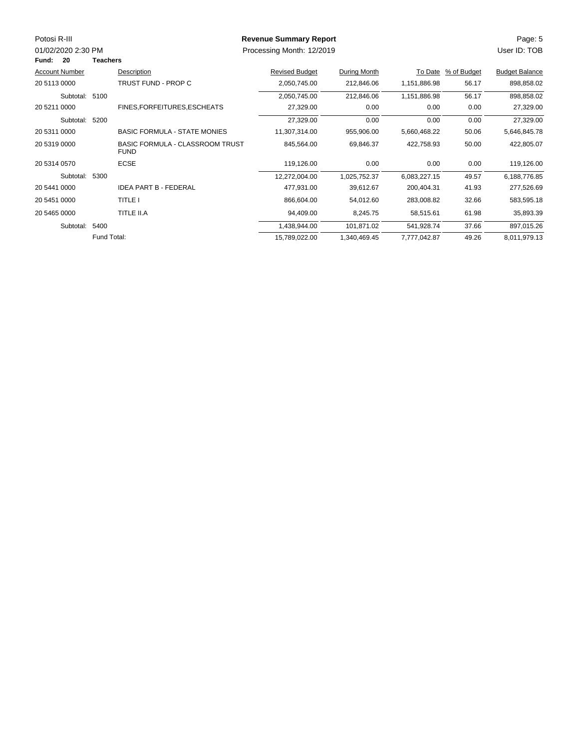Potosi R-III

01/02/2020 2:30 PM

**Revenue Summary Report**

Processing Month: 12/2019

User ID: TOB

**Fund: 20 Teachers**

| Account Number | Description | Revised Budget | During Month | To Date | % of Budget | Budget Balance |
|---|---|---|---|---|---|---|
| 20 5113 0000 | TRUST FUND - PROP C | 2,050,745.00 | 212,846.06 | 1,151,886.98 | 56.17 | 898,858.02 |
| Subtotal: 5100 | | 2,050,745.00 | 212,846.06 | 1,151,886.98 | 56.17 | 898,858.02 |
| 20 5211 0000 | FINES,FORFEITURES,ESCHEATS | 27,329.00 | 0.00 | 0.00 | 0.00 | 27,329.00 |
| Subtotal: 5200 | | 27,329.00 | 0.00 | 0.00 | 0.00 | 27,329.00 |
| 20 5311 0000 | BASIC FORMULA - STATE MONIES | 11,307,314.00 | 955,906.00 | 5,660,468.22 | 50.06 | 5,646,845.78 |
| 20 5319 0000 | BASIC FORMULA - CLASSROOM TRUST FUND | 845,564.00 | 69,846.37 | 422,758.93 | 50.00 | 422,805.07 |
| 20 5314 0570 | ECSE | 119,126.00 | 0.00 | 0.00 | 0.00 | 119,126.00 |
| Subtotal: 5300 | | 12,272,004.00 | 1,025,752.37 | 6,083,227.15 | 49.57 | 6,188,776.85 |
| 20 5441 0000 | IDEA PART B - FEDERAL | 477,931.00 | 39,612.67 | 200,404.31 | 41.93 | 277,526.69 |
| 20 5451 0000 | TITLE I | 866,604.00 | 54,012.60 | 283,008.82 | 32.66 | 583,595.18 |
| 20 5465 0000 | TITLE II.A | 94,409.00 | 8,245.75 | 58,515.61 | 61.98 | 35,893.39 |
| Subtotal: 5400 | | 1,438,944.00 | 101,871.02 | 541,928.74 | 37.66 | 897,015.26 |
| Fund Total: | | 15,789,022.00 | 1,340,469.45 | 7,777,042.87 | 49.26 | 8,011,979.13 |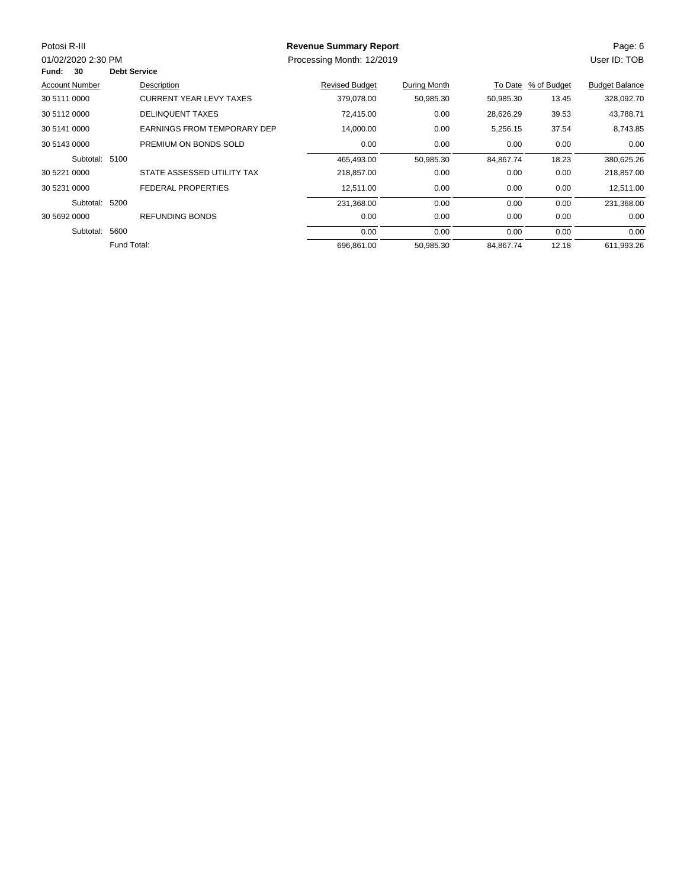Potosi R-III

01/02/2020 2:30 PM

**Revenue Summary Report**

Processing Month: 12/2019

User ID: TOB

**Fund: 30 Debt Service**

| Account Number | Description | Revised Budget | During Month | To Date | % of Budget | Budget Balance |
|---|---|---|---|---|---|---|
| 30 5111 0000 | CURRENT YEAR LEVY TAXES | 379,078.00 | 50,985.30 | 50,985.30 | 13.45 | 328,092.70 |
| 30 5112 0000 | DELINQUENT TAXES | 72,415.00 | 0.00 | 28,626.29 | 39.53 | 43,788.71 |
| 30 5141 0000 | EARNINGS FROM TEMPORARY DEP | 14,000.00 | 0.00 | 5,256.15 | 37.54 | 8,743.85 |
| 30 5143 0000 | PREMIUM ON BONDS SOLD | 0.00 | 0.00 | 0.00 | 0.00 | 0.00 |
| Subtotal: 5100 | | 465,493.00 | 50,985.30 | 84,867.74 | 18.23 | 380,625.26 |
| 30 5221 0000 | STATE ASSESSED UTILITY TAX | 218,857.00 | 0.00 | 0.00 | 0.00 | 218,857.00 |
| 30 5231 0000 | FEDERAL PROPERTIES | 12,511.00 | 0.00 | 0.00 | 0.00 | 12,511.00 |
| Subtotal: 5200 | | 231,368.00 | 0.00 | 0.00 | 0.00 | 231,368.00 |
| 30 5692 0000 | REFUNDING BONDS | 0.00 | 0.00 | 0.00 | 0.00 | 0.00 |
| Subtotal: 5600 | | 0.00 | 0.00 | 0.00 | 0.00 | 0.00 |
| Fund Total: | | 696,861.00 | 50,985.30 | 84,867.74 | 12.18 | 611,993.26 |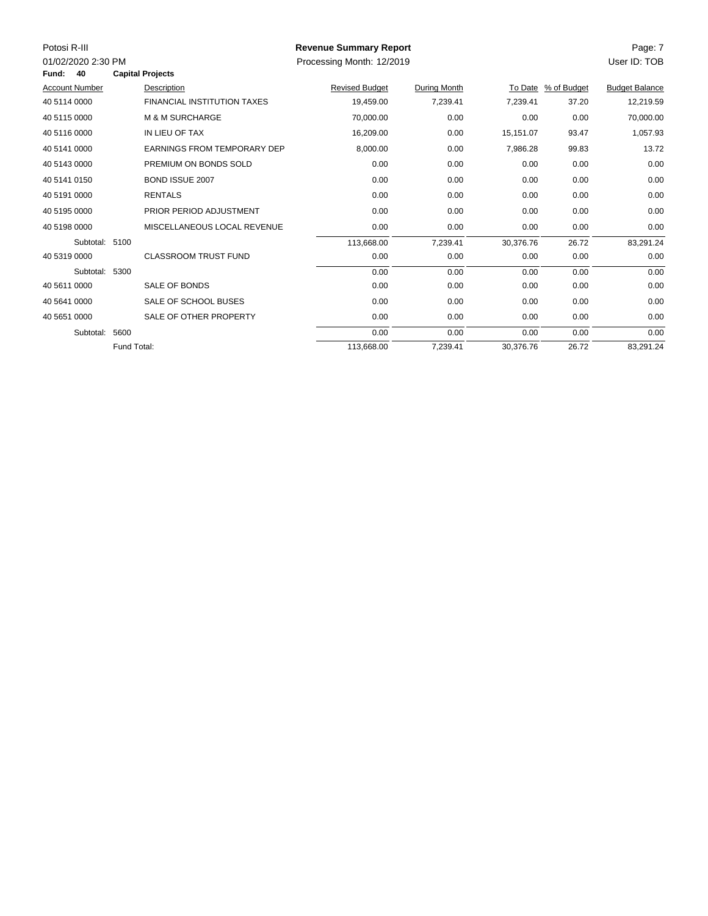Potosi R-III

01/02/2020 2:30 PM

**Revenue Summary Report**

Processing Month: 12/2019

User ID: TOB

**Fund: 40 Capital Projects**

| Account Number | Description | Revised Budget | During Month | To Date | % of Budget | Budget Balance |
|---|---|---|---|---|---|---|
| 40 5114 0000 | FINANCIAL INSTITUTION TAXES | 19,459.00 | 7,239.41 | 7,239.41 | 37.20 | 12,219.59 |
| 40 5115 0000 | M & M SURCHARGE | 70,000.00 | 0.00 | 0.00 | 0.00 | 70,000.00 |
| 40 5116 0000 | IN LIEU OF TAX | 16,209.00 | 0.00 | 15,151.07 | 93.47 | 1,057.93 |
| 40 5141 0000 | EARNINGS FROM TEMPORARY DEP | 8,000.00 | 0.00 | 7,986.28 | 99.83 | 13.72 |
| 40 5143 0000 | PREMIUM ON BONDS SOLD | 0.00 | 0.00 | 0.00 | 0.00 | 0.00 |
| 40 5141 0150 | BOND ISSUE 2007 | 0.00 | 0.00 | 0.00 | 0.00 | 0.00 |
| 40 5191 0000 | RENTALS | 0.00 | 0.00 | 0.00 | 0.00 | 0.00 |
| 40 5195 0000 | PRIOR PERIOD ADJUSTMENT | 0.00 | 0.00 | 0.00 | 0.00 | 0.00 |
| 40 5198 0000 | MISCELLANEOUS LOCAL REVENUE | 0.00 | 0.00 | 0.00 | 0.00 | 0.00 |
| Subtotal: 5100 | | 113,668.00 | 7,239.41 | 30,376.76 | 26.72 | 83,291.24 |
| 40 5319 0000 | CLASSROOM TRUST FUND | 0.00 | 0.00 | 0.00 | 0.00 | 0.00 |
| Subtotal: 5300 | | 0.00 | 0.00 | 0.00 | 0.00 | 0.00 |
| 40 5611 0000 | SALE OF BONDS | 0.00 | 0.00 | 0.00 | 0.00 | 0.00 |
| 40 5641 0000 | SALE OF SCHOOL BUSES | 0.00 | 0.00 | 0.00 | 0.00 | 0.00 |
| 40 5651 0000 | SALE OF OTHER PROPERTY | 0.00 | 0.00 | 0.00 | 0.00 | 0.00 |
| Subtotal: 5600 | | 0.00 | 0.00 | 0.00 | 0.00 | 0.00 |
| Fund Total: | | 113,668.00 | 7,239.41 | 30,376.76 | 26.72 | 83,291.24 |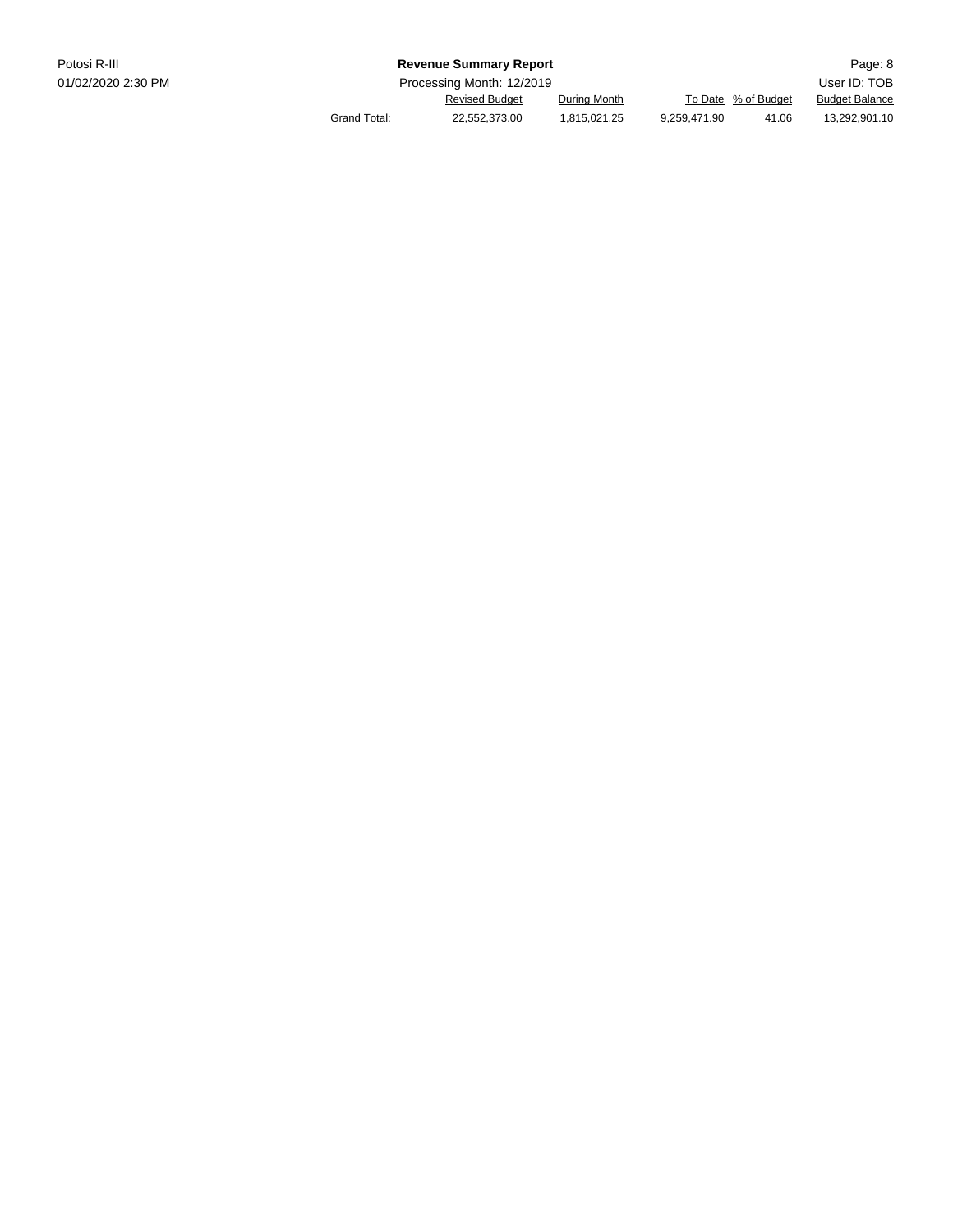| | Revised Budget | During Month | To Date | % of Budget | Budget Balance |
|---|---|---|---|---|---|
| Grand Total: | 22,552,373.00 | 1,815,021.25 | 9,259,471.90 | 41.06 | 13,292,901.10 |